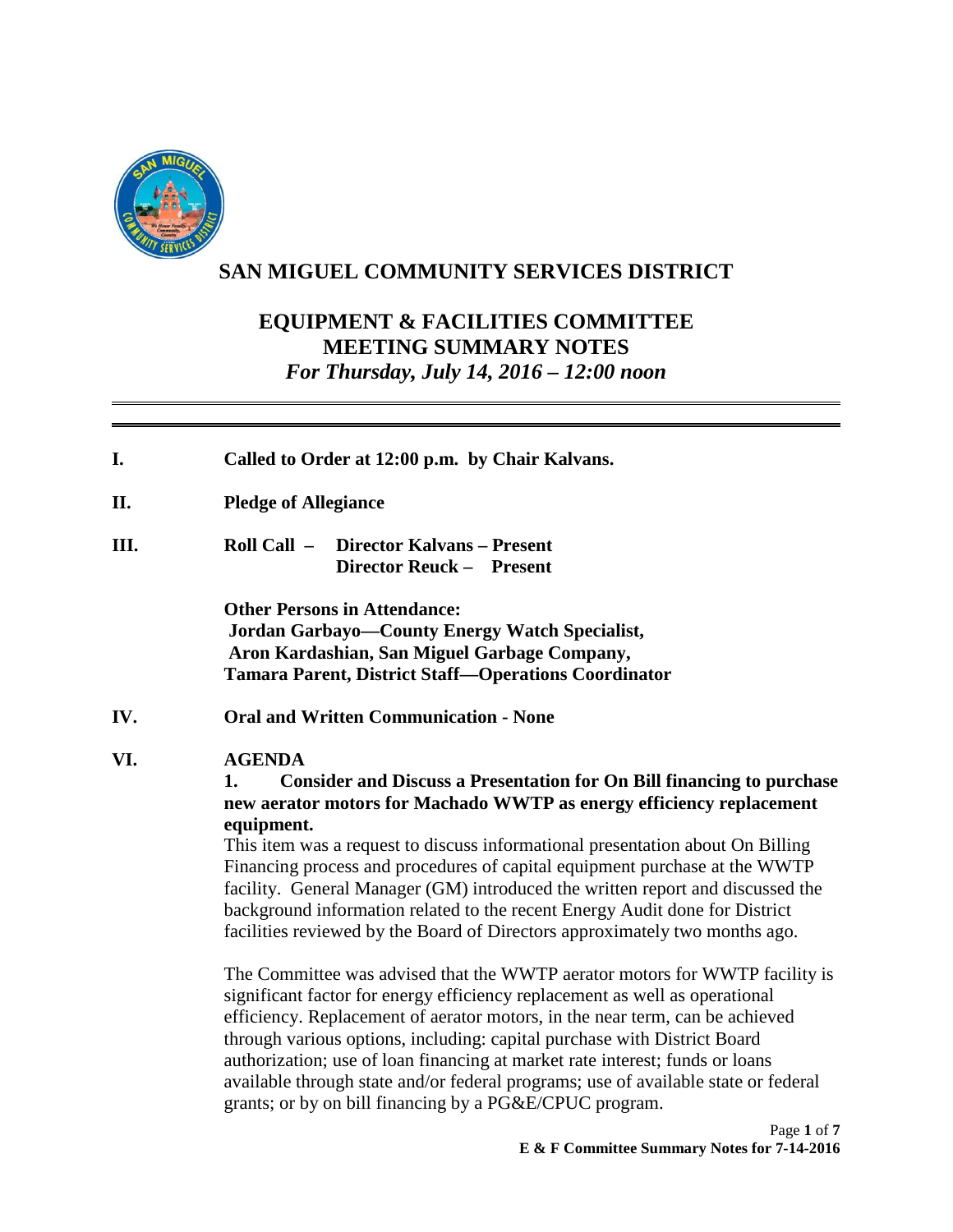# SAN MIGUEL COMMUNITY SERVICES DISTRICT

## EQUIPMENT & FACILITIES COMMITTEE
## MEETING SUMMARY NOTES
*For Thursday, July 14, 2016 – 12:00 noon*

---

**I. Called to Order at 12:00 p.m. by Chair Kalvans.**

**II. Pledge of Allegiance**

**III. Roll Call – Director Kalvans – Present**
**Director Reuck – Present**

**Other Persons in Attendance:**
**Jordan Garbayo—County Energy Watch Specialist,**
**Aron Kardashian, San Miguel Garbage Company,**
**Tamara Parent, District Staff—Operations Coordinator**

**IV. Oral and Written Communication - None**

**VI. AGENDA**

**1. Consider and Discuss a Presentation for On Bill financing to purchase new aerator motors for Machado WWTP as energy efficiency replacement equipment.**

This item was a request to discuss informational presentation about On Billing Financing process and procedures of capital equipment purchase at the WWTP facility. General Manager (GM) introduced the written report and discussed the background information related to the recent Energy Audit done for District facilities reviewed by the Board of Directors approximately two months ago.

The Committee was advised that the WWTP aerator motors for WWTP facility is significant factor for energy efficiency replacement as well as operational efficiency. Replacement of aerator motors, in the near term, can be achieved through various options, including: capital purchase with District Board authorization; use of loan financing at market rate interest; funds or loans available through state and/or federal programs; use of available state or federal grants; or by on bill financing by a PG&E/CPUC program.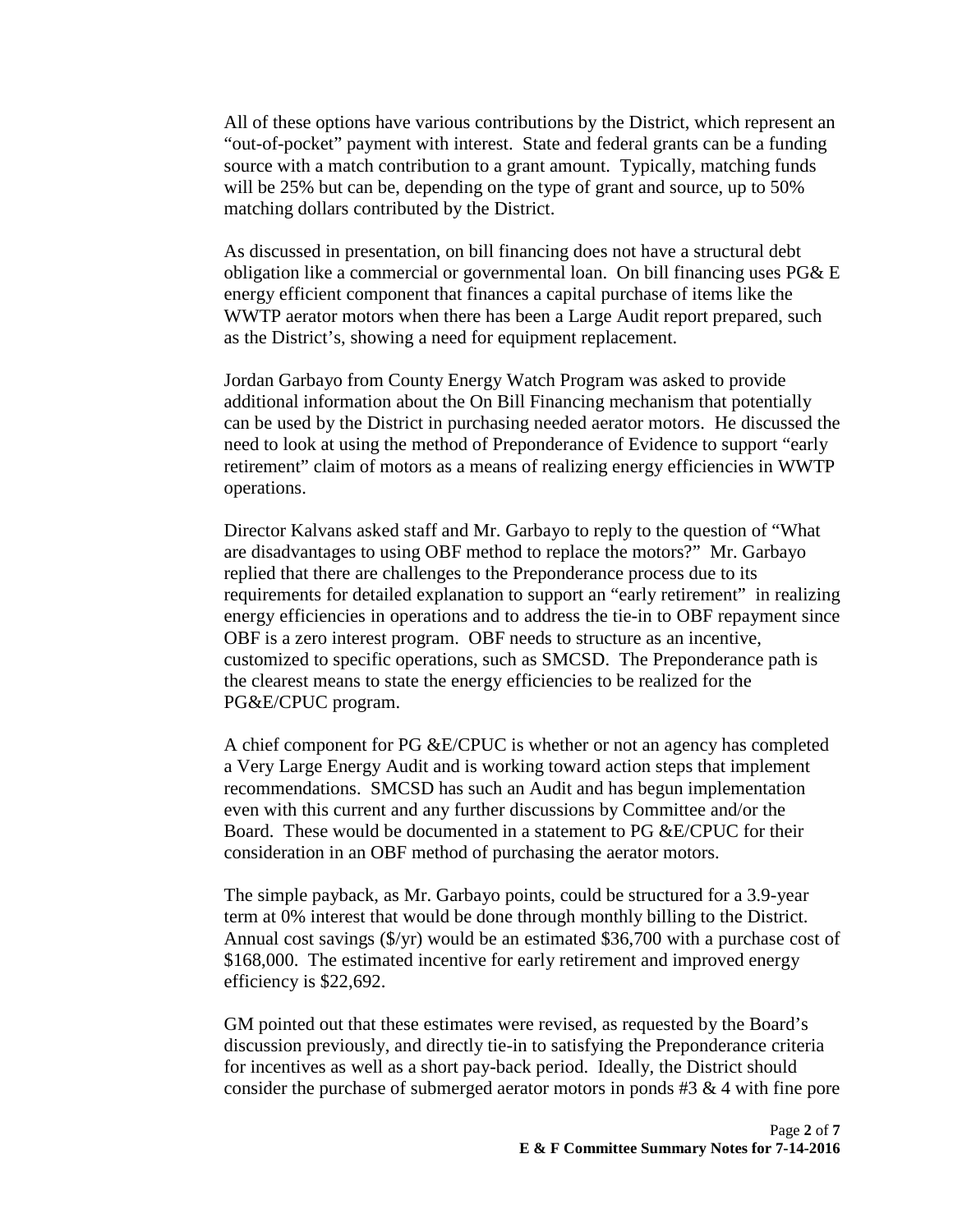All of these options have various contributions by the District, which represent an "out-of-pocket" payment with interest. State and federal grants can be a funding source with a match contribution to a grant amount. Typically, matching funds will be 25% but can be, depending on the type of grant and source, up to 50% matching dollars contributed by the District.

As discussed in presentation, on bill financing does not have a structural debt obligation like a commercial or governmental loan. On bill financing uses PG& E energy efficient component that finances a capital purchase of items like the WWTP aerator motors when there has been a Large Audit report prepared, such as the District's, showing a need for equipment replacement.

Jordan Garbayo from County Energy Watch Program was asked to provide additional information about the On Bill Financing mechanism that potentially can be used by the District in purchasing needed aerator motors. He discussed the need to look at using the method of Preponderance of Evidence to support "early retirement" claim of motors as a means of realizing energy efficiencies in WWTP operations.

Director Kalvans asked staff and Mr. Garbayo to reply to the question of "What are disadvantages to using OBF method to replace the motors?" Mr. Garbayo replied that there are challenges to the Preponderance process due to its requirements for detailed explanation to support an "early retirement" in realizing energy efficiencies in operations and to address the tie-in to OBF repayment since OBF is a zero interest program. OBF needs to structure as an incentive, customized to specific operations, such as SMCSD. The Preponderance path is the clearest means to state the energy efficiencies to be realized for the PG&E/CPUC program.

A chief component for PG &E/CPUC is whether or not an agency has completed a Very Large Energy Audit and is working toward action steps that implement recommendations. SMCSD has such an Audit and has begun implementation even with this current and any further discussions by Committee and/or the Board. These would be documented in a statement to PG &E/CPUC for their consideration in an OBF method of purchasing the aerator motors.

The simple payback, as Mr. Garbayo points, could be structured for a 3.9-year term at 0% interest that would be done through monthly billing to the District. Annual cost savings ($/yr) would be an estimated $36,700 with a purchase cost of $168,000. The estimated incentive for early retirement and improved energy efficiency is $22,692.

GM pointed out that these estimates were revised, as requested by the Board's discussion previously, and directly tie-in to satisfying the Preponderance criteria for incentives as well as a short pay-back period. Ideally, the District should consider the purchase of submerged aerator motors in ponds #3 & 4 with fine pore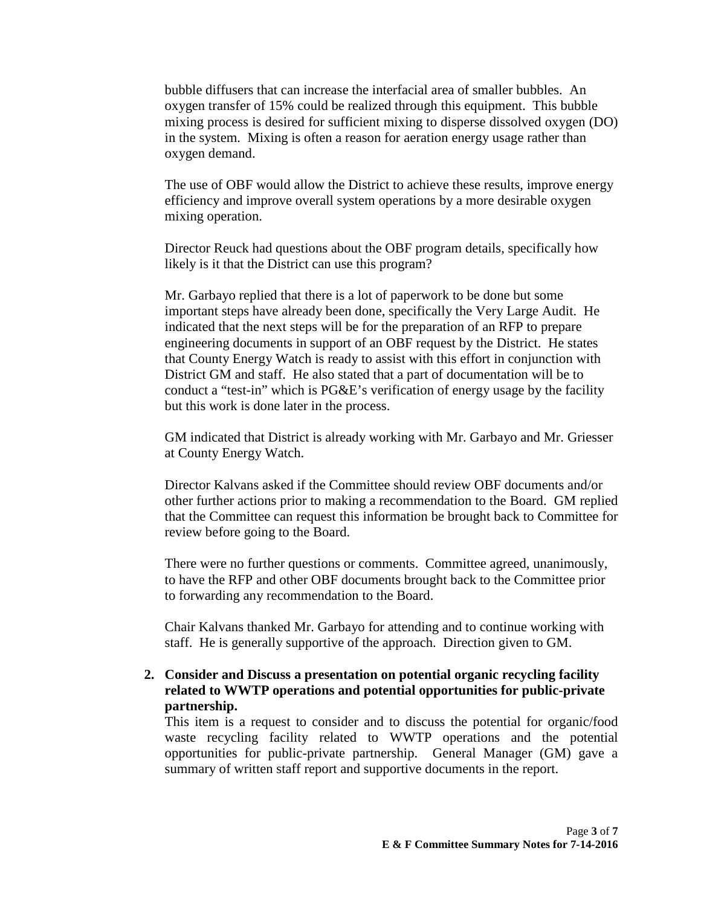bubble diffusers that can increase the interfacial area of smaller bubbles. An oxygen transfer of 15% could be realized through this equipment. This bubble mixing process is desired for sufficient mixing to disperse dissolved oxygen (DO) in the system. Mixing is often a reason for aeration energy usage rather than oxygen demand.

The use of OBF would allow the District to achieve these results, improve energy efficiency and improve overall system operations by a more desirable oxygen mixing operation.

Director Reuck had questions about the OBF program details, specifically how likely is it that the District can use this program?

Mr. Garbayo replied that there is a lot of paperwork to be done but some important steps have already been done, specifically the Very Large Audit. He indicated that the next steps will be for the preparation of an RFP to prepare engineering documents in support of an OBF request by the District. He states that County Energy Watch is ready to assist with this effort in conjunction with District GM and staff. He also stated that a part of documentation will be to conduct a "test-in" which is PG&E's verification of energy usage by the facility but this work is done later in the process.

GM indicated that District is already working with Mr. Garbayo and Mr. Griesser at County Energy Watch.

Director Kalvans asked if the Committee should review OBF documents and/or other further actions prior to making a recommendation to the Board. GM replied that the Committee can request this information be brought back to Committee for review before going to the Board.

There were no further questions or comments. Committee agreed, unanimously, to have the RFP and other OBF documents brought back to the Committee prior to forwarding any recommendation to the Board.

Chair Kalvans thanked Mr. Garbayo for attending and to continue working with staff. He is generally supportive of the approach. Direction given to GM.

**2. Consider and Discuss a presentation on potential organic recycling facility related to WWTP operations and potential opportunities for public-private partnership.**

This item is a request to consider and to discuss the potential for organic/food waste recycling facility related to WWTP operations and the potential opportunities for public-private partnership. General Manager (GM) gave a summary of written staff report and supportive documents in the report.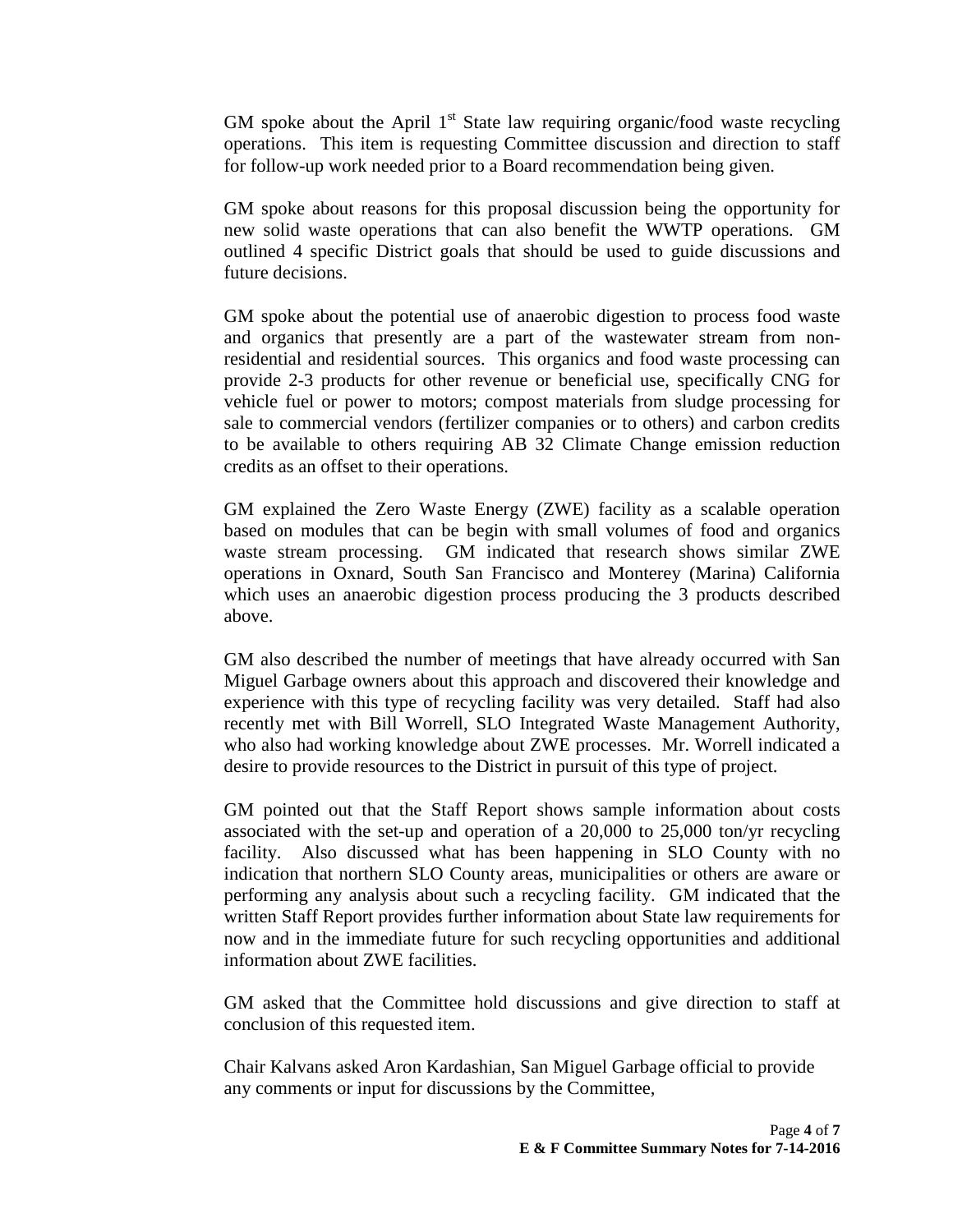GM spoke about the April 1st State law requiring organic/food waste recycling operations. This item is requesting Committee discussion and direction to staff for follow-up work needed prior to a Board recommendation being given.

GM spoke about reasons for this proposal discussion being the opportunity for new solid waste operations that can also benefit the WWTP operations. GM outlined 4 specific District goals that should be used to guide discussions and future decisions.

GM spoke about the potential use of anaerobic digestion to process food waste and organics that presently are a part of the wastewater stream from non-residential and residential sources. This organics and food waste processing can provide 2-3 products for other revenue or beneficial use, specifically CNG for vehicle fuel or power to motors; compost materials from sludge processing for sale to commercial vendors (fertilizer companies or to others) and carbon credits to be available to others requiring AB 32 Climate Change emission reduction credits as an offset to their operations.

GM explained the Zero Waste Energy (ZWE) facility as a scalable operation based on modules that can be begin with small volumes of food and organics waste stream processing. GM indicated that research shows similar ZWE operations in Oxnard, South San Francisco and Monterey (Marina) California which uses an anaerobic digestion process producing the 3 products described above.

GM also described the number of meetings that have already occurred with San Miguel Garbage owners about this approach and discovered their knowledge and experience with this type of recycling facility was very detailed. Staff had also recently met with Bill Worrell, SLO Integrated Waste Management Authority, who also had working knowledge about ZWE processes. Mr. Worrell indicated a desire to provide resources to the District in pursuit of this type of project.

GM pointed out that the Staff Report shows sample information about costs associated with the set-up and operation of a 20,000 to 25,000 ton/yr recycling facility. Also discussed what has been happening in SLO County with no indication that northern SLO County areas, municipalities or others are aware or performing any analysis about such a recycling facility. GM indicated that the written Staff Report provides further information about State law requirements for now and in the immediate future for such recycling opportunities and additional information about ZWE facilities.

GM asked that the Committee hold discussions and give direction to staff at conclusion of this requested item.

Chair Kalvans asked Aron Kardashian, San Miguel Garbage official to provide any comments or input for discussions by the Committee,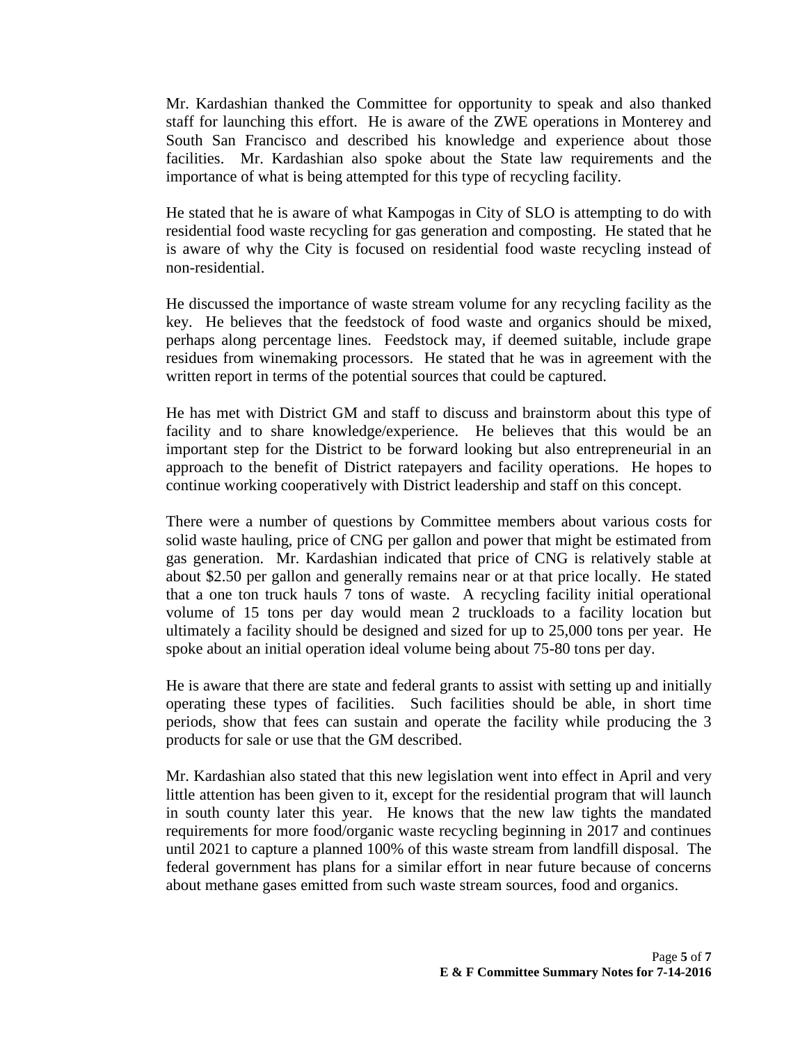Mr. Kardashian thanked the Committee for opportunity to speak and also thanked staff for launching this effort. He is aware of the ZWE operations in Monterey and South San Francisco and described his knowledge and experience about those facilities. Mr. Kardashian also spoke about the State law requirements and the importance of what is being attempted for this type of recycling facility.

He stated that he is aware of what Kampogas in City of SLO is attempting to do with residential food waste recycling for gas generation and composting. He stated that he is aware of why the City is focused on residential food waste recycling instead of non-residential.

He discussed the importance of waste stream volume for any recycling facility as the key. He believes that the feedstock of food waste and organics should be mixed, perhaps along percentage lines. Feedstock may, if deemed suitable, include grape residues from winemaking processors. He stated that he was in agreement with the written report in terms of the potential sources that could be captured.

He has met with District GM and staff to discuss and brainstorm about this type of facility and to share knowledge/experience. He believes that this would be an important step for the District to be forward looking but also entrepreneurial in an approach to the benefit of District ratepayers and facility operations. He hopes to continue working cooperatively with District leadership and staff on this concept.

There were a number of questions by Committee members about various costs for solid waste hauling, price of CNG per gallon and power that might be estimated from gas generation. Mr. Kardashian indicated that price of CNG is relatively stable at about $2.50 per gallon and generally remains near or at that price locally. He stated that a one ton truck hauls 7 tons of waste. A recycling facility initial operational volume of 15 tons per day would mean 2 truckloads to a facility location but ultimately a facility should be designed and sized for up to 25,000 tons per year. He spoke about an initial operation ideal volume being about 75-80 tons per day.

He is aware that there are state and federal grants to assist with setting up and initially operating these types of facilities. Such facilities should be able, in short time periods, show that fees can sustain and operate the facility while producing the 3 products for sale or use that the GM described.

Mr. Kardashian also stated that this new legislation went into effect in April and very little attention has been given to it, except for the residential program that will launch in south county later this year. He knows that the new law tights the mandated requirements for more food/organic waste recycling beginning in 2017 and continues until 2021 to capture a planned 100% of this waste stream from landfill disposal. The federal government has plans for a similar effort in near future because of concerns about methane gases emitted from such waste stream sources, food and organics.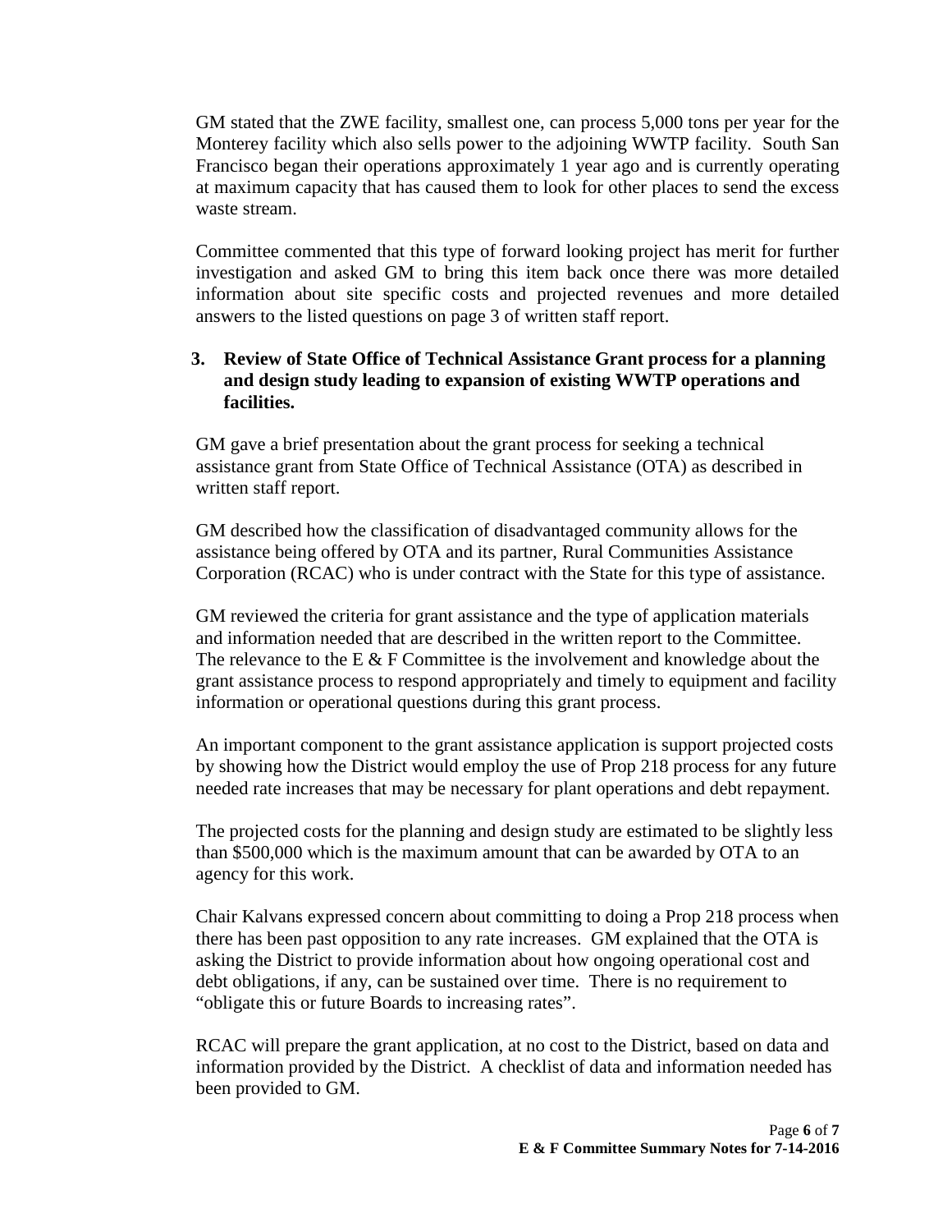GM stated that the ZWE facility, smallest one, can process 5,000 tons per year for the Monterey facility which also sells power to the adjoining WWTP facility. South San Francisco began their operations approximately 1 year ago and is currently operating at maximum capacity that has caused them to look for other places to send the excess waste stream.

Committee commented that this type of forward looking project has merit for further investigation and asked GM to bring this item back once there was more detailed information about site specific costs and projected revenues and more detailed answers to the listed questions on page 3 of written staff report.

**3. Review of State Office of Technical Assistance Grant process for a planning and design study leading to expansion of existing WWTP operations and facilities.**

GM gave a brief presentation about the grant process for seeking a technical assistance grant from State Office of Technical Assistance (OTA) as described in written staff report.

GM described how the classification of disadvantaged community allows for the assistance being offered by OTA and its partner, Rural Communities Assistance Corporation (RCAC) who is under contract with the State for this type of assistance.

GM reviewed the criteria for grant assistance and the type of application materials and information needed that are described in the written report to the Committee. The relevance to the E & F Committee is the involvement and knowledge about the grant assistance process to respond appropriately and timely to equipment and facility information or operational questions during this grant process.

An important component to the grant assistance application is support projected costs by showing how the District would employ the use of Prop 218 process for any future needed rate increases that may be necessary for plant operations and debt repayment.

The projected costs for the planning and design study are estimated to be slightly less than $500,000 which is the maximum amount that can be awarded by OTA to an agency for this work.

Chair Kalvans expressed concern about committing to doing a Prop 218 process when there has been past opposition to any rate increases. GM explained that the OTA is asking the District to provide information about how ongoing operational cost and debt obligations, if any, can be sustained over time. There is no requirement to "obligate this or future Boards to increasing rates".

RCAC will prepare the grant application, at no cost to the District, based on data and information provided by the District. A checklist of data and information needed has been provided to GM.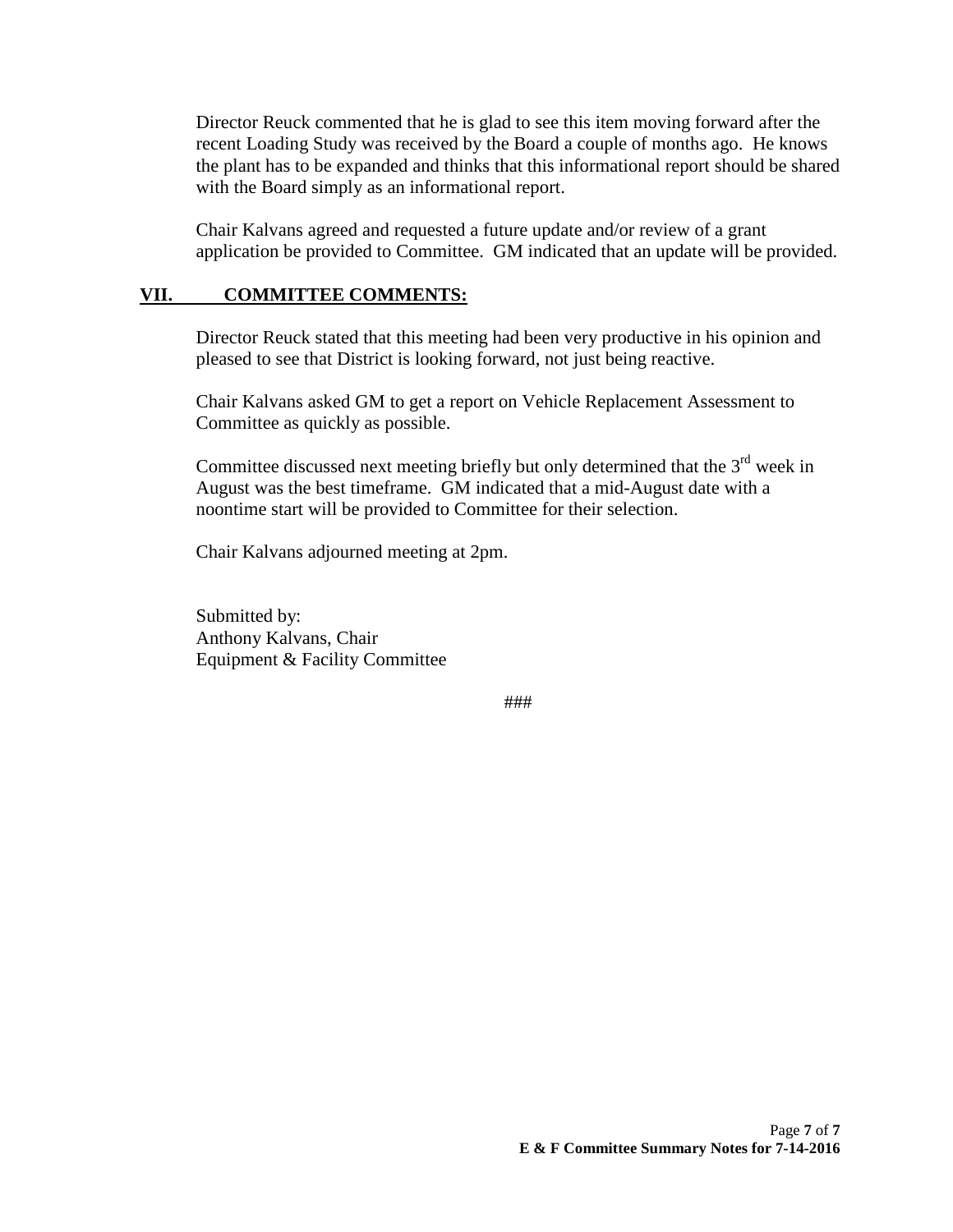Director Reuck commented that he is glad to see this item moving forward after the recent Loading Study was received by the Board a couple of months ago. He knows the plant has to be expanded and thinks that this informational report should be shared with the Board simply as an informational report.

Chair Kalvans agreed and requested a future update and/or review of a grant application be provided to Committee. GM indicated that an update will be provided.

## VII. COMMITTEE COMMENTS:

Director Reuck stated that this meeting had been very productive in his opinion and pleased to see that District is looking forward, not just being reactive.

Chair Kalvans asked GM to get a report on Vehicle Replacement Assessment to Committee as quickly as possible.

Committee discussed next meeting briefly but only determined that the 3rd week in August was the best timeframe. GM indicated that a mid-August date with a noontime start will be provided to Committee for their selection.

Chair Kalvans adjourned meeting at 2pm.

Submitted by:
Anthony Kalvans, Chair
Equipment & Facility Committee

###